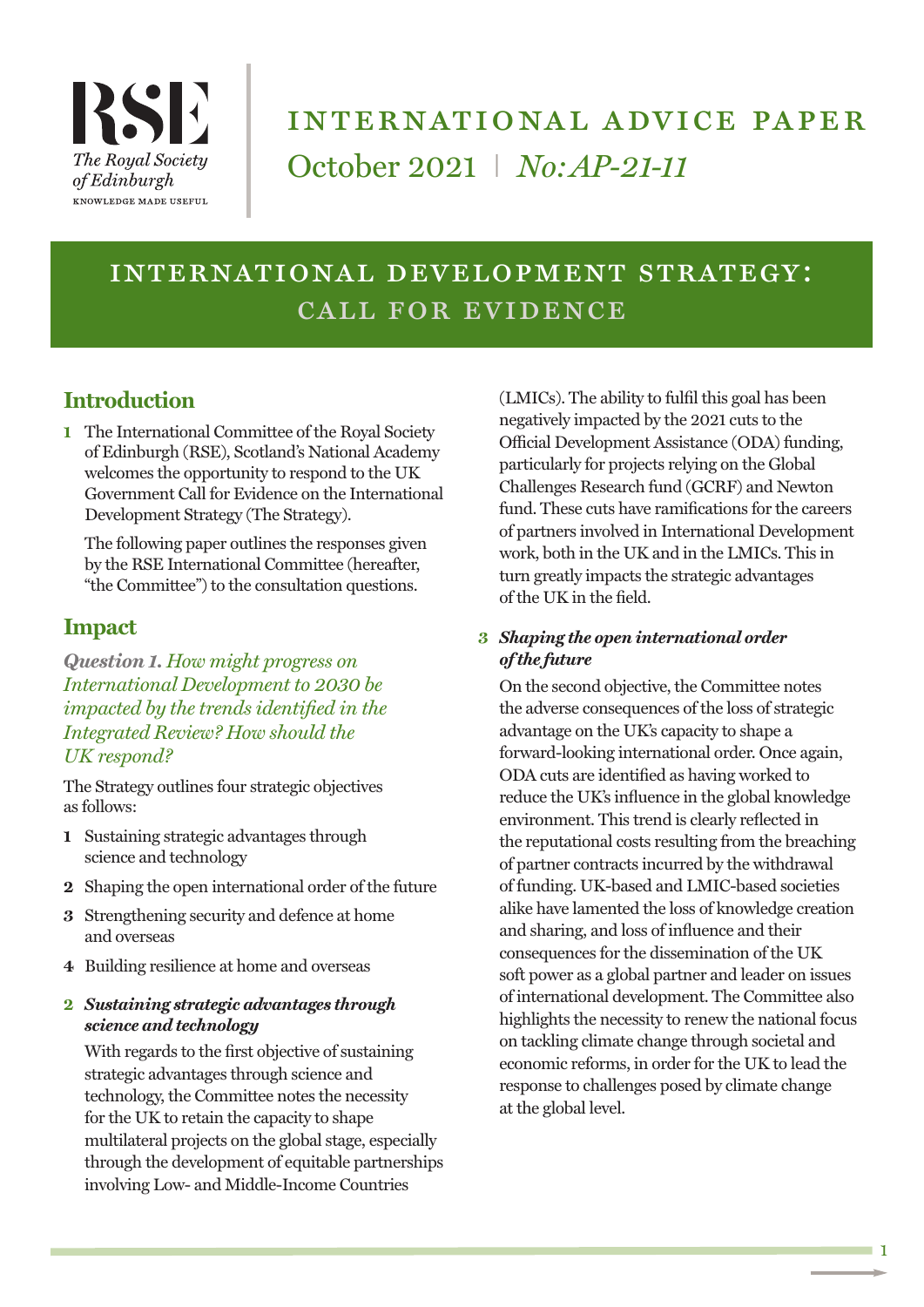RSE

The Royal Society of Edinburgh

KNOWLEDGE MADE USEFUL

# INTERNATIONAL ADVICE PAPER

October 2021 | *No: AP-21-11*

# INTERNATIONAL DEVELOPMENT STRATEGY: CALL FOR EVIDENCE

## Introduction

**1** The International Committee of the Royal Society of Edinburgh (RSE), Scotland's National Academy welcomes the opportunity to respond to the UK Government Call for Evidence on the International Development Strategy (The Strategy).

The following paper outlines the responses given by the RSE International Committee (hereafter, "the Committee") to the consultation questions.

## Impact

### *Question 1. How might progress on International Development to 2030 be impacted by the trends identified in the Integrated Review? How should the UK respond?*

The Strategy outlines four strategic objectives as follows:

1. Sustaining strategic advantages through science and technology
2. Shaping the open international order of the future
3. Strengthening security and defence at home and overseas
4. Building resilience at home and overseas

**2** ***Sustaining strategic advantages through science and technology***

With regards to the first objective of sustaining strategic advantages through science and technology, the Committee notes the necessity for the UK to retain the capacity to shape multilateral projects on the global stage, especially through the development of equitable partnerships involving Low- and Middle-Income Countries (LMICs). The ability to fulfil this goal has been negatively impacted by the 2021 cuts to the Official Development Assistance (ODA) funding, particularly for projects relying on the Global Challenges Research fund (GCRF) and Newton fund. These cuts have ramifications for the careers of partners involved in International Development work, both in the UK and in the LMICs. This in turn greatly impacts the strategic advantages of the UK in the field.

**3** ***Shaping the open international order of the future***

On the second objective, the Committee notes the adverse consequences of the loss of strategic advantage on the UK's capacity to shape a forward-looking international order. Once again, ODA cuts are identified as having worked to reduce the UK's influence in the global knowledge environment. This trend is clearly reflected in the reputational costs resulting from the breaching of partner contracts incurred by the withdrawal of funding. UK-based and LMIC-based societies alike have lamented the loss of knowledge creation and sharing, and loss of influence and their consequences for the dissemination of the UK soft power as a global partner and leader on issues of international development. The Committee also highlights the necessity to renew the national focus on tackling climate change through societal and economic reforms, in order for the UK to lead the response to challenges posed by climate change at the global level.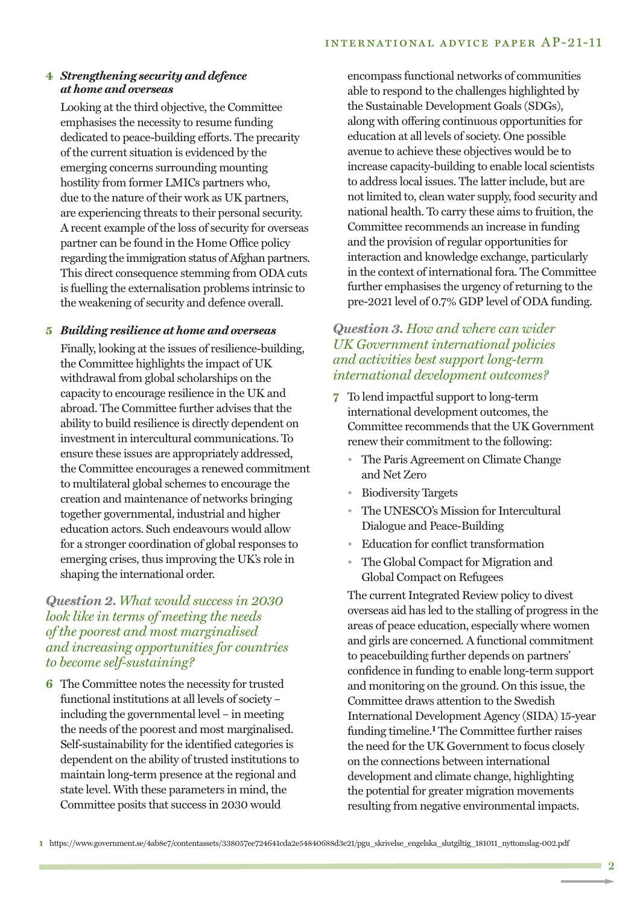### 4 *Strengthening security and defence at home and overseas*

Looking at the third objective, the Committee emphasises the necessity to resume funding dedicated to peace-building efforts. The precarity of the current situation is evidenced by the emerging concerns surrounding mounting hostility from former LMICs partners who, due to the nature of their work as UK partners, are experiencing threats to their personal security. A recent example of the loss of security for overseas partner can be found in the Home Office policy regarding the immigration status of Afghan partners. This direct consequence stemming from ODA cuts is fuelling the externalisation problems intrinsic to the weakening of security and defence overall.

### 5 *Building resilience at home and overseas*

Finally, looking at the issues of resilience-building, the Committee highlights the impact of UK withdrawal from global scholarships on the capacity to encourage resilience in the UK and abroad. The Committee further advises that the ability to build resilience is directly dependent on investment in intercultural communications. To ensure these issues are appropriately addressed, the Committee encourages a renewed commitment to multilateral global schemes to encourage the creation and maintenance of networks bringing together governmental, industrial and higher education actors. Such endeavours would allow for a stronger coordination of global responses to emerging crises, thus improving the UK's role in shaping the international order.

## *Question 2. What would success in 2030 look like in terms of meeting the needs of the poorest and most marginalised and increasing opportunities for countries to become self-sustaining?*

**6** The Committee notes the necessity for trusted functional institutions at all levels of society – including the governmental level – in meeting the needs of the poorest and most marginalised. Self-sustainability for the identified categories is dependent on the ability of trusted institutions to maintain long-term presence at the regional and state level. With these parameters in mind, the Committee posits that success in 2030 would encompass functional networks of communities able to respond to the challenges highlighted by the Sustainable Development Goals (SDGs), along with offering continuous opportunities for education at all levels of society. One possible avenue to achieve these objectives would be to increase capacity-building to enable local scientists to address local issues. The latter include, but are not limited to, clean water supply, food security and national health. To carry these aims to fruition, the Committee recommends an increase in funding and the provision of regular opportunities for interaction and knowledge exchange, particularly in the context of international fora. The Committee further emphasises the urgency of returning to the pre-2021 level of 0.7% GDP level of ODA funding.

## *Question 3. How and where can wider UK Government international policies and activities best support long-term international development outcomes?*

**7** To lend impactful support to long-term international development outcomes, the Committee recommends that the UK Government renew their commitment to the following:

- The Paris Agreement on Climate Change and Net Zero
- Biodiversity Targets
- The UNESCO's Mission for Intercultural Dialogue and Peace-Building
- Education for conflict transformation
- The Global Compact for Migration and Global Compact on Refugees

The current Integrated Review policy to divest overseas aid has led to the stalling of progress in the areas of peace education, especially where women and girls are concerned. A functional commitment to peacebuilding further depends on partners' confidence in funding to enable long-term support and monitoring on the ground. On this issue, the Committee draws attention to the Swedish International Development Agency (SIDA) 15-year funding timeline.[1] The Committee further raises the need for the UK Government to focus closely on the connections between international development and climate change, highlighting the potential for greater migration movements resulting from negative environmental impacts.

1 https://www.government.se/4ab8e7/contentassets/338057ee724641cda2e54840688d3e21/pgu_skrivelse_engelska_slutgiltig_181011_nyttomslag-002.pdf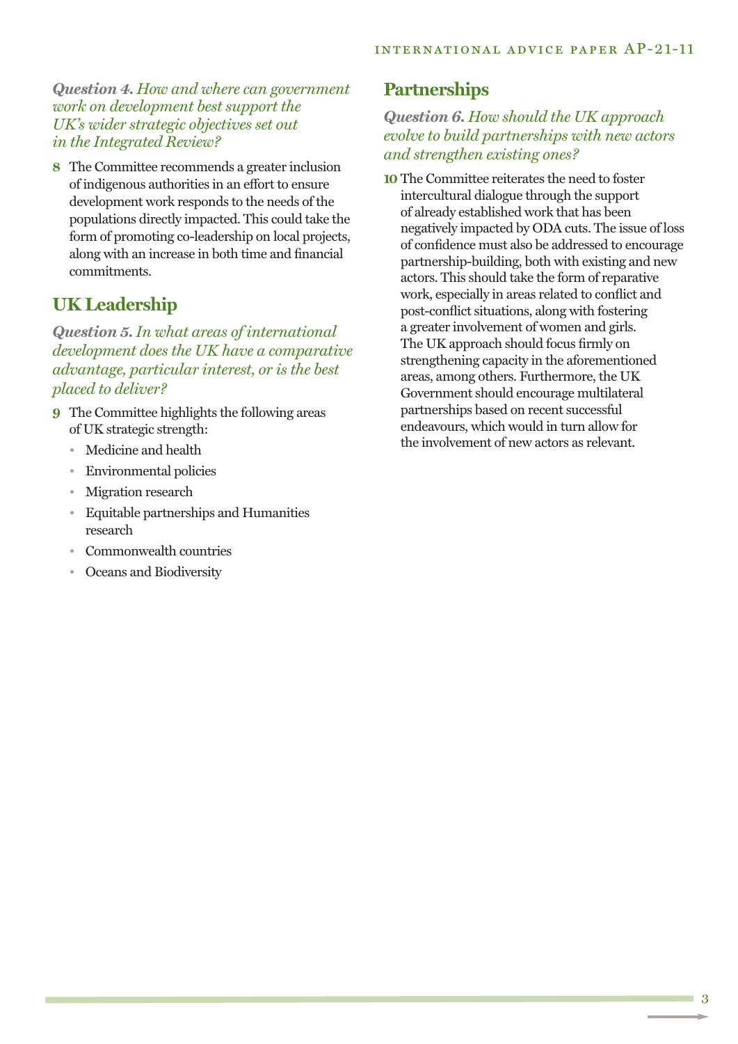*Question 4. How and where can government work on development best support the UK's wider strategic objectives set out in the Integrated Review?*

**8** The Committee recommends a greater inclusion of indigenous authorities in an effort to ensure development work responds to the needs of the populations directly impacted. This could take the form of promoting co-leadership on local projects, along with an increase in both time and financial commitments.

## UK Leadership

*Question 5. In what areas of international development does the UK have a comparative advantage, particular interest, or is the best placed to deliver?*

**9** The Committee highlights the following areas of UK strategic strength:

- Medicine and health
- Environmental policies
- Migration research
- Equitable partnerships and Humanities research
- Commonwealth countries
- Oceans and Biodiversity

## Partnerships

*Question 6. How should the UK approach evolve to build partnerships with new actors and strengthen existing ones?*

**10** The Committee reiterates the need to foster intercultural dialogue through the support of already established work that has been negatively impacted by ODA cuts. The issue of loss of confidence must also be addressed to encourage partnership-building, both with existing and new actors. This should take the form of reparative work, especially in areas related to conflict and post-conflict situations, along with fostering a greater involvement of women and girls. The UK approach should focus firmly on strengthening capacity in the aforementioned areas, among others. Furthermore, the UK Government should encourage multilateral partnerships based on recent successful endeavours, which would in turn allow for the involvement of new actors as relevant.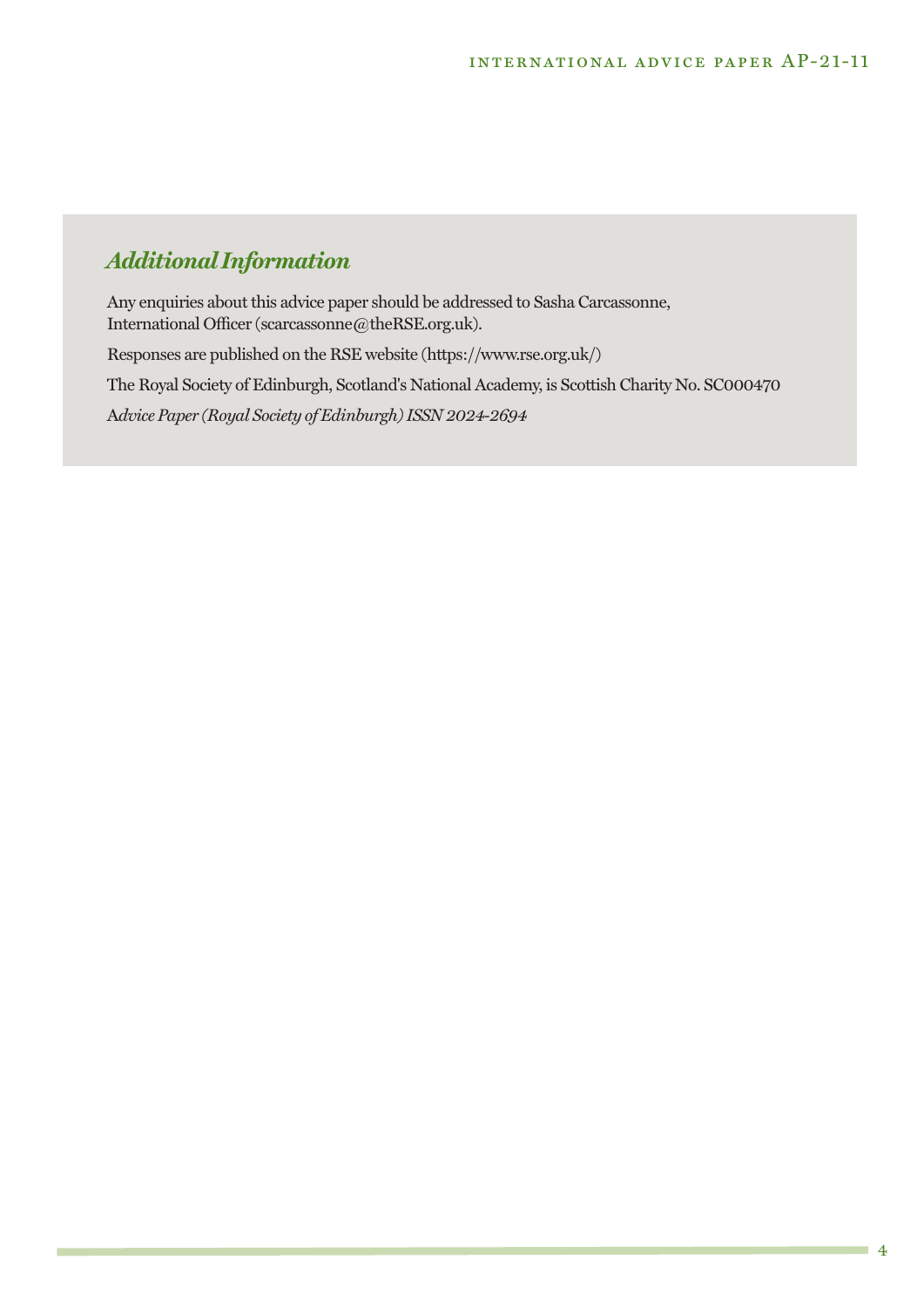## *Additional Information*

Any enquiries about this advice paper should be addressed to Sasha Carcassonne, International Officer (scarcassonne@theRSE.org.uk).

Responses are published on the RSE website (https://www.rse.org.uk/)

The Royal Society of Edinburgh, Scotland's National Academy, is Scottish Charity No. SC000470

*Advice Paper (Royal Society of Edinburgh) ISSN 2024-2694*